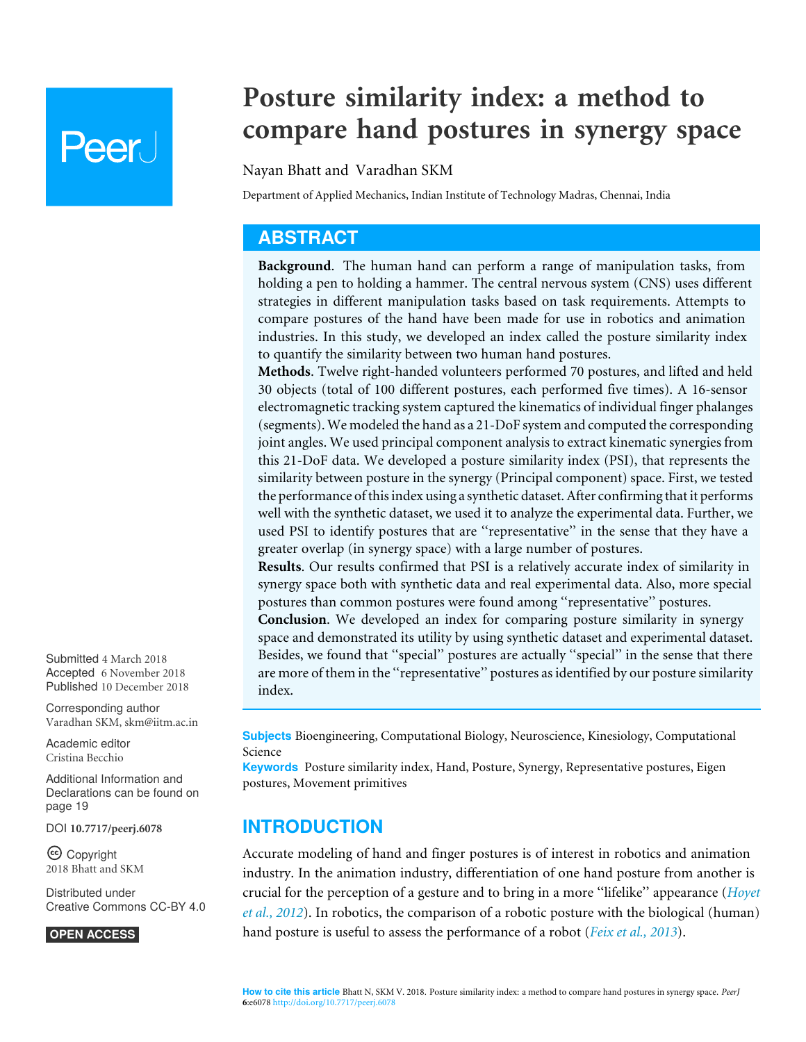# Posture similarity index: a method to compare hand postures in synergy space

Nayan Bhatt and Varadhan SKM

Department of Applied Mechanics, Indian Institute of Technology Madras, Chennai, India

## ABSTRACT

**Background**. The human hand can perform a range of manipulation tasks, from holding a pen to holding a hammer. The central nervous system (CNS) uses different strategies in different manipulation tasks based on task requirements. Attempts to compare postures of the hand have been made for use in robotics and animation industries. In this study, we developed an index called the posture similarity index to quantify the similarity between two human hand postures.

**Methods**. Twelve right-handed volunteers performed 70 postures, and lifted and held 30 objects (total of 100 different postures, each performed five times). A 16-sensor electromagnetic tracking system captured the kinematics of individual finger phalanges (segments). We modeled the hand as a 21-DoF system and computed the corresponding joint angles. We used principal component analysis to extract kinematic synergies from this 21-DoF data. We developed a posture similarity index (PSI), that represents the similarity between posture in the synergy (Principal component) space. First, we tested the performance of this index using a synthetic dataset. After confirming that it performs well with the synthetic dataset, we used it to analyze the experimental data. Further, we used PSI to identify postures that are "representative" in the sense that they have a greater overlap (in synergy space) with a large number of postures.

**Results**. Our results confirmed that PSI is a relatively accurate index of similarity in synergy space both with synthetic data and real experimental data. Also, more special postures than common postures were found among "representative" postures.

**Conclusion**. We developed an index for comparing posture similarity in synergy space and demonstrated its utility by using synthetic dataset and experimental dataset. Besides, we found that "special" postures are actually "special" in the sense that there are more of them in the "representative" postures as identified by our posture similarity index.

Submitted 4 March 2018
Accepted 6 November 2018
Published 10 December 2018

Corresponding author
Varadhan SKM, skm@iitm.ac.in

Academic editor
Cristina Becchio

Additional Information and Declarations can be found on page 19

DOI 10.7717/peerj.6078

Copyright
2018 Bhatt and SKM

Distributed under
Creative Commons CC-BY 4.0

OPEN ACCESS

**Subjects** Bioengineering, Computational Biology, Neuroscience, Kinesiology, Computational Science

**Keywords** Posture similarity index, Hand, Posture, Synergy, Representative postures, Eigen postures, Movement primitives

## INTRODUCTION

Accurate modeling of hand and finger postures is of interest in robotics and animation industry. In the animation industry, differentiation of one hand posture from another is crucial for the perception of a gesture and to bring in a more "lifelike" appearance (*Hoyet et al., 2012*). In robotics, the comparison of a robotic posture with the biological (human) hand posture is useful to assess the performance of a robot (*Feix et al., 2013*).

**How to cite this article** Bhatt N, SKM V. 2018. Posture similarity index: a method to compare hand postures in synergy space. *PeerJ* **6**:e6078 http://doi.org/10.7717/peerj.6078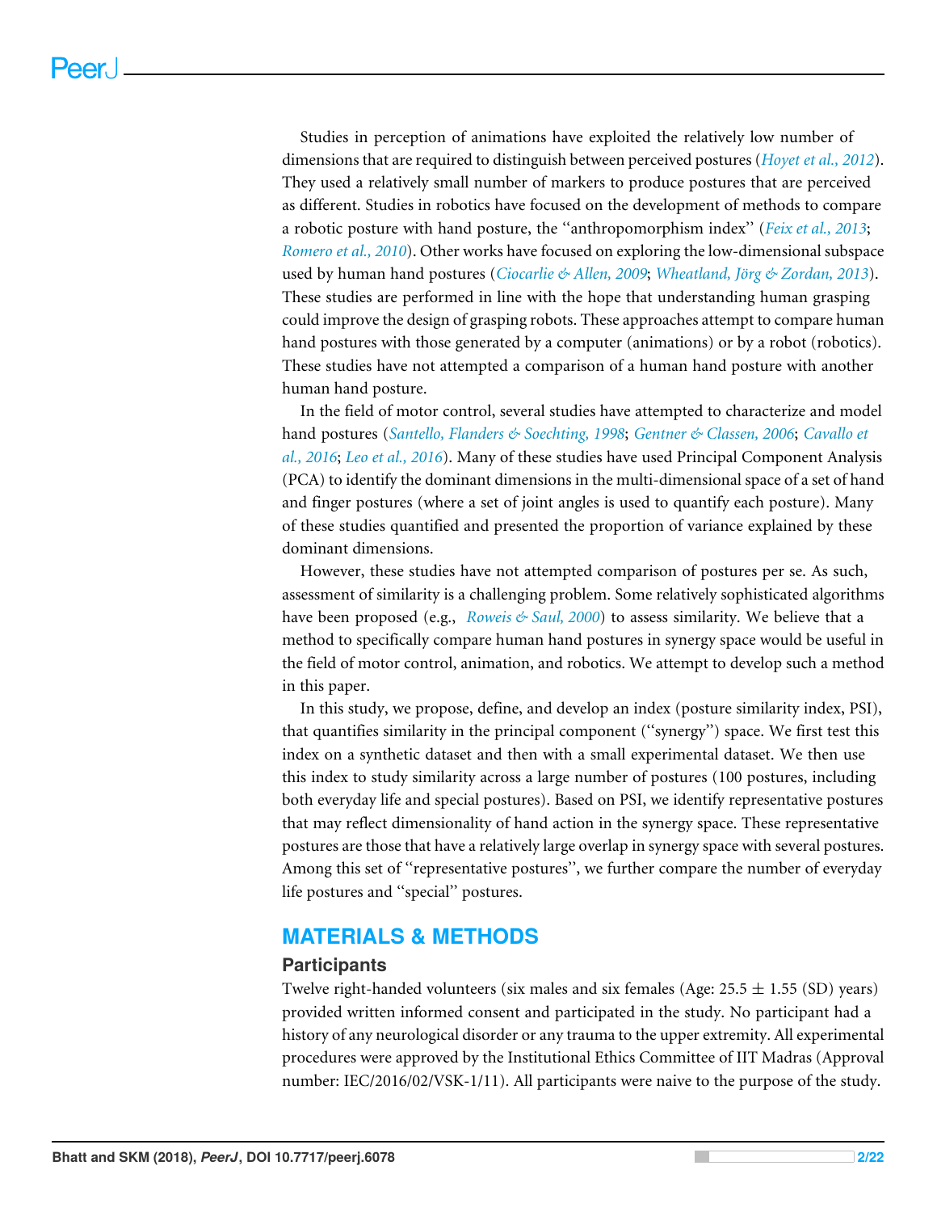Studies in perception of animations have exploited the relatively low number of dimensions that are required to distinguish between perceived postures (*Hoyet et al., 2012*). They used a relatively small number of markers to produce postures that are perceived as different. Studies in robotics have focused on the development of methods to compare a robotic posture with hand posture, the ''anthropomorphism index'' (*Feix et al., 2013*; *Romero et al., 2010*). Other works have focused on exploring the low-dimensional subspace used by human hand postures (*Ciocarlie & Allen, 2009*; *Wheatland, Jörg & Zordan, 2013*). These studies are performed in line with the hope that understanding human grasping could improve the design of grasping robots. These approaches attempt to compare human hand postures with those generated by a computer (animations) or by a robot (robotics). These studies have not attempted a comparison of a human hand posture with another human hand posture.

In the field of motor control, several studies have attempted to characterize and model hand postures (*Santello, Flanders & Soechting, 1998*; *Gentner & Classen, 2006*; *Cavallo et al., 2016*; *Leo et al., 2016*). Many of these studies have used Principal Component Analysis (PCA) to identify the dominant dimensions in the multi-dimensional space of a set of hand and finger postures (where a set of joint angles is used to quantify each posture). Many of these studies quantified and presented the proportion of variance explained by these dominant dimensions.

However, these studies have not attempted comparison of postures per se. As such, assessment of similarity is a challenging problem. Some relatively sophisticated algorithms have been proposed (e.g., *Roweis & Saul, 2000*) to assess similarity. We believe that a method to specifically compare human hand postures in synergy space would be useful in the field of motor control, animation, and robotics. We attempt to develop such a method in this paper.

In this study, we propose, define, and develop an index (posture similarity index, PSI), that quantifies similarity in the principal component (''synergy'') space. We first test this index on a synthetic dataset and then with a small experimental dataset. We then use this index to study similarity across a large number of postures (100 postures, including both everyday life and special postures). Based on PSI, we identify representative postures that may reflect dimensionality of hand action in the synergy space. These representative postures are those that have a relatively large overlap in synergy space with several postures. Among this set of ''representative postures'', we further compare the number of everyday life postures and ''special'' postures.

## MATERIALS & METHODS

### Participants

Twelve right-handed volunteers (six males and six females (Age: 25.5 ± 1.55 (SD) years) provided written informed consent and participated in the study. No participant had a history of any neurological disorder or any trauma to the upper extremity. All experimental procedures were approved by the Institutional Ethics Committee of IIT Madras (Approval number: IEC/2016/02/VSK-1/11). All participants were naive to the purpose of the study.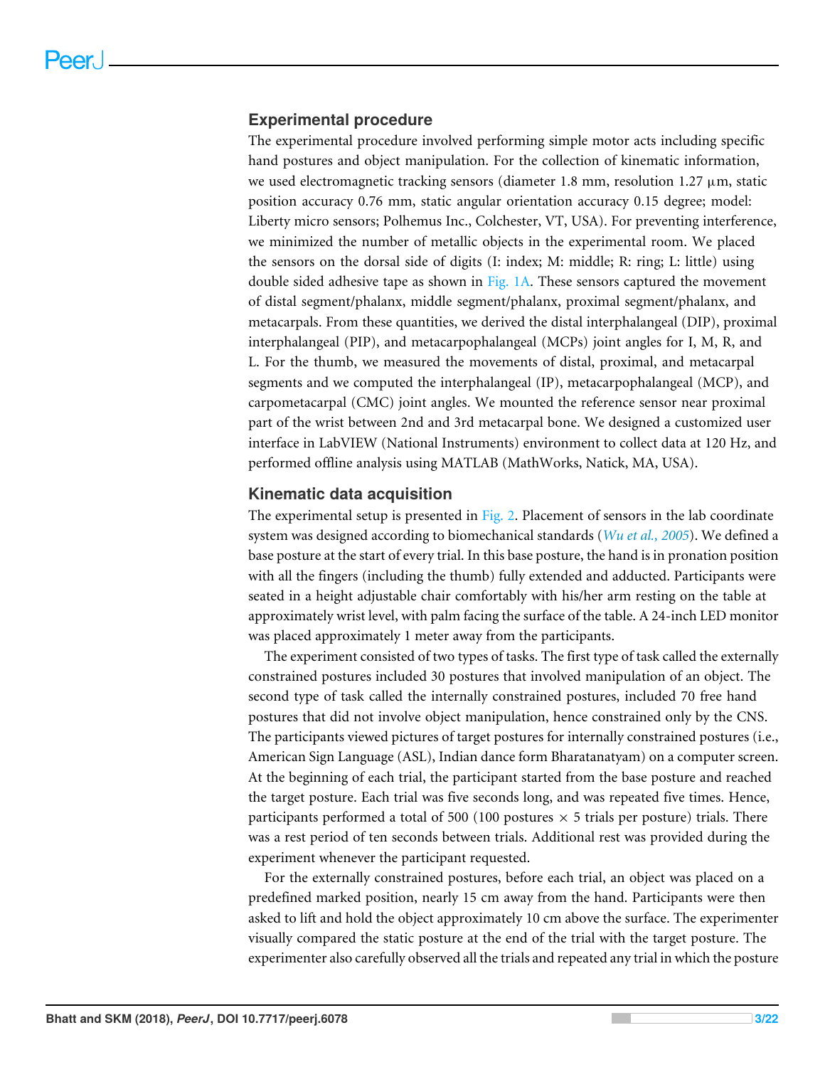## Experimental procedure

The experimental procedure involved performing simple motor acts including specific hand postures and object manipulation. For the collection of kinematic information, we used electromagnetic tracking sensors (diameter 1.8 mm, resolution 1.27 μm, static position accuracy 0.76 mm, static angular orientation accuracy 0.15 degree; model: Liberty micro sensors; Polhemus Inc., Colchester, VT, USA). For preventing interference, we minimized the number of metallic objects in the experimental room. We placed the sensors on the dorsal side of digits (I: index; M: middle; R: ring; L: little) using double sided adhesive tape as shown in Fig. 1A. These sensors captured the movement of distal segment/phalanx, middle segment/phalanx, proximal segment/phalanx, and metacarpals. From these quantities, we derived the distal interphalangeal (DIP), proximal interphalangeal (PIP), and metacarpophalangeal (MCPs) joint angles for I, M, R, and L. For the thumb, we measured the movements of distal, proximal, and metacarpal segments and we computed the interphalangeal (IP), metacarpophalangeal (MCP), and carpometacarpal (CMC) joint angles. We mounted the reference sensor near proximal part of the wrist between 2nd and 3rd metacarpal bone. We designed a customized user interface in LabVIEW (National Instruments) environment to collect data at 120 Hz, and performed offline analysis using MATLAB (MathWorks, Natick, MA, USA).

## Kinematic data acquisition

The experimental setup is presented in Fig. 2. Placement of sensors in the lab coordinate system was designed according to biomechanical standards (*Wu et al., 2005*). We defined a base posture at the start of every trial. In this base posture, the hand is in pronation position with all the fingers (including the thumb) fully extended and adducted. Participants were seated in a height adjustable chair comfortably with his/her arm resting on the table at approximately wrist level, with palm facing the surface of the table. A 24-inch LED monitor was placed approximately 1 meter away from the participants.

The experiment consisted of two types of tasks. The first type of task called the externally constrained postures included 30 postures that involved manipulation of an object. The second type of task called the internally constrained postures, included 70 free hand postures that did not involve object manipulation, hence constrained only by the CNS. The participants viewed pictures of target postures for internally constrained postures (i.e., American Sign Language (ASL), Indian dance form Bharatanatyam) on a computer screen. At the beginning of each trial, the participant started from the base posture and reached the target posture. Each trial was five seconds long, and was repeated five times. Hence, participants performed a total of 500 (100 postures × 5 trials per posture) trials. There was a rest period of ten seconds between trials. Additional rest was provided during the experiment whenever the participant requested.

For the externally constrained postures, before each trial, an object was placed on a predefined marked position, nearly 15 cm away from the hand. Participants were then asked to lift and hold the object approximately 10 cm above the surface. The experimenter visually compared the static posture at the end of the trial with the target posture. The experimenter also carefully observed all the trials and repeated any trial in which the posture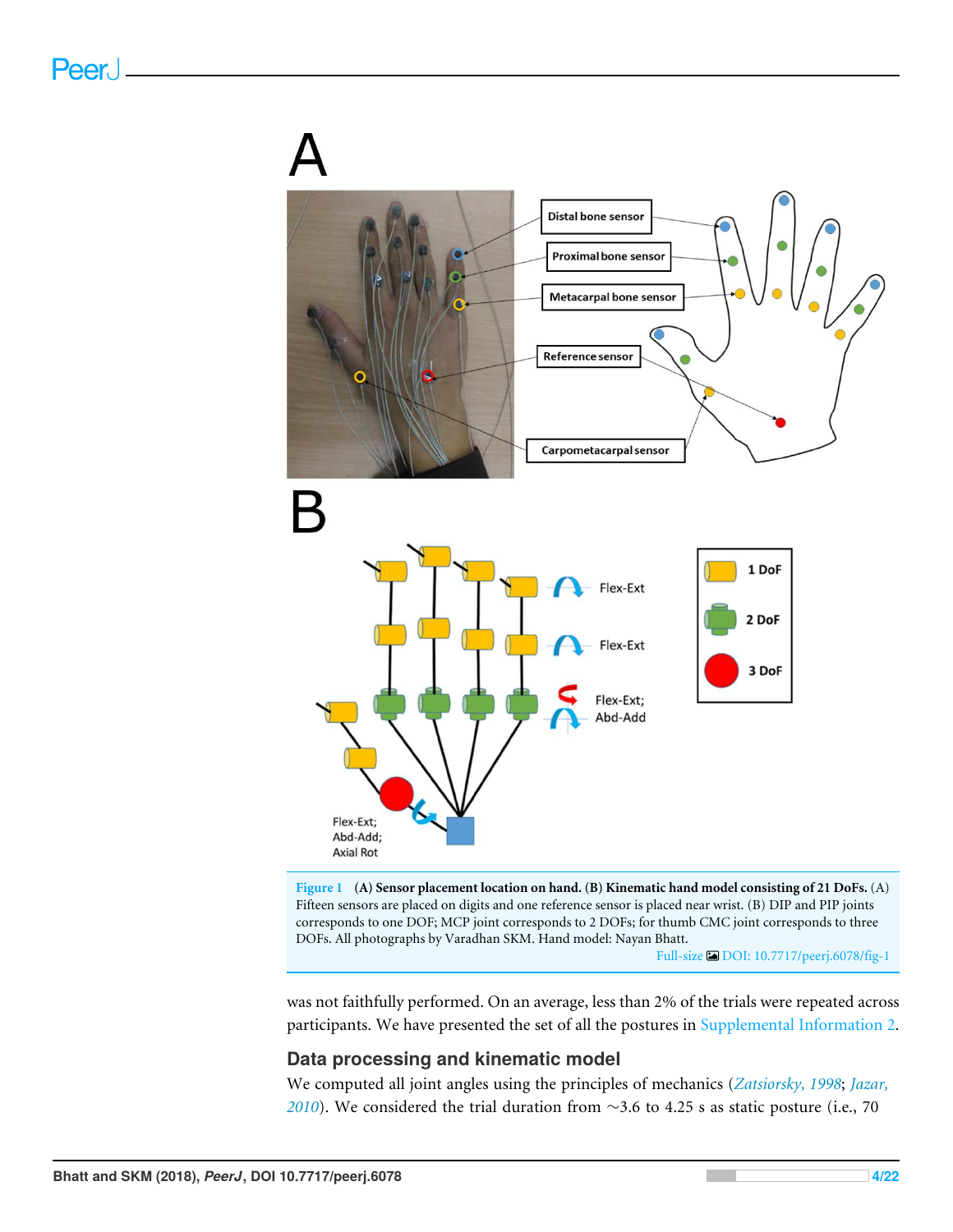**Figure 1** **(A) Sensor placement location on hand. (B) Kinematic hand model consisting of 21 DoFs.** (A) Fifteen sensors are placed on digits and one reference sensor is placed near wrist. (B) DIP and PIP joints corresponds to one DOF; MCP joint corresponds to 2 DOFs; for thumb CMC joint corresponds to three DOFs. All photographs by Varadhan SKM. Hand model: Nayan Bhatt.

Full-size DOI: 10.7717/peerj.6078/fig-1

was not faithfully performed. On an average, less than 2% of the trials were repeated across participants. We have presented the set of all the postures in Supplemental Information 2.

## Data processing and kinematic model

We computed all joint angles using the principles of mechanics (*Zatsiorsky, 1998*; *Jazar, 2010*). We considered the trial duration from ~3.6 to 4.25 s as static posture (i.e., 70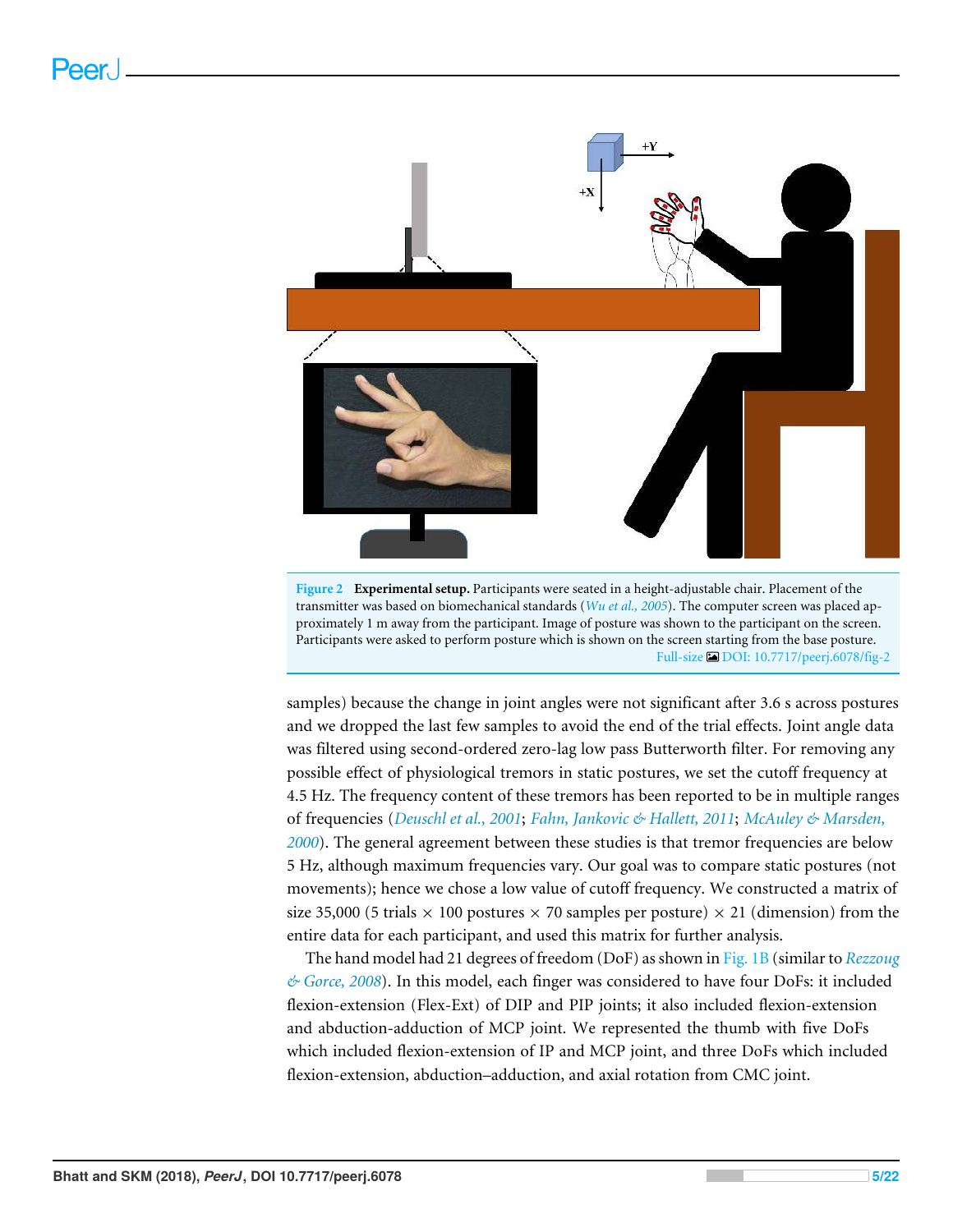**Figure 2 Experimental setup.** Participants were seated in a height-adjustable chair. Placement of the transmitter was based on biomechanical standards (*Wu et al., 2005*). The computer screen was placed approximately 1 m away from the participant. Image of posture was shown to the participant on the screen. Participants were asked to perform posture which is shown on the screen starting from the base posture.

Full-size DOI: 10.7717/peerj.6078/fig-2

samples) because the change in joint angles were not significant after 3.6 s across postures and we dropped the last few samples to avoid the end of the trial effects. Joint angle data was filtered using second-ordered zero-lag low pass Butterworth filter. For removing any possible effect of physiological tremors in static postures, we set the cutoff frequency at 4.5 Hz. The frequency content of these tremors has been reported to be in multiple ranges of frequencies (*Deuschl et al., 2001*; *Fahn, Jankovic & Hallett, 2011*; *McAuley & Marsden, 2000*). The general agreement between these studies is that tremor frequencies are below 5 Hz, although maximum frequencies vary. Our goal was to compare static postures (not movements); hence we chose a low value of cutoff frequency. We constructed a matrix of size 35,000 (5 trials $\times$ 100 postures $\times$ 70 samples per posture) $\times$ 21 (dimension) from the entire data for each participant, and used this matrix for further analysis.

The hand model had 21 degrees of freedom (DoF) as shown in Fig. 1B (similar to *Rezzoug & Gorce, 2008*). In this model, each finger was considered to have four DoFs: it included flexion-extension (Flex-Ext) of DIP and PIP joints; it also included flexion-extension and abduction-adduction of MCP joint. We represented the thumb with five DoFs which included flexion-extension of IP and MCP joint, and three DoFs which included flexion-extension, abduction–adduction, and axial rotation from CMC joint.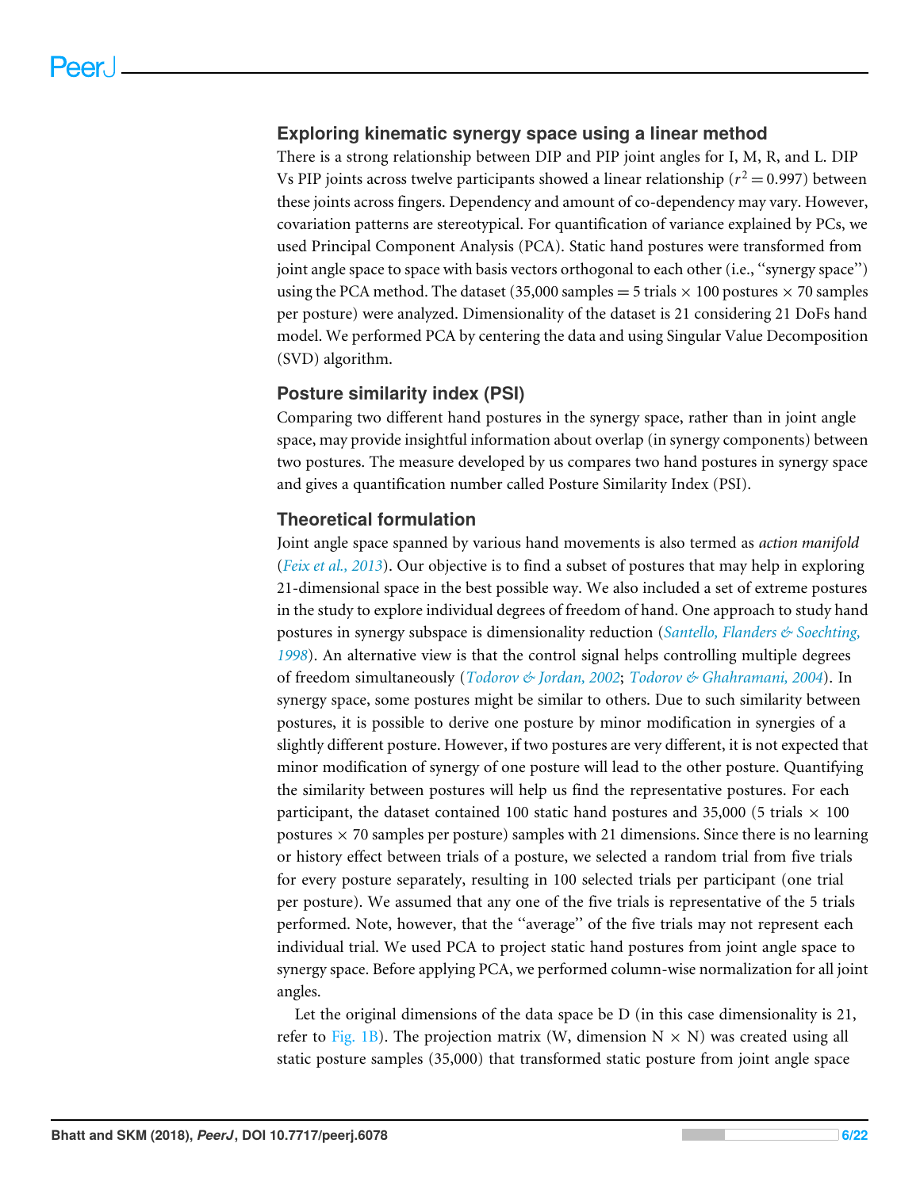### Exploring kinematic synergy space using a linear method

There is a strong relationship between DIP and PIP joint angles for I, M, R, and L. DIP Vs PIP joints across twelve participants showed a linear relationship ($r^2 = 0.997$) between these joints across fingers. Dependency and amount of co-dependency may vary. However, covariation patterns are stereotypical. For quantification of variance explained by PCs, we used Principal Component Analysis (PCA). Static hand postures were transformed from joint angle space to space with basis vectors orthogonal to each other (i.e., "synergy space") using the PCA method. The dataset (35,000 samples = 5 trials × 100 postures × 70 samples per posture) were analyzed. Dimensionality of the dataset is 21 considering 21 DoFs hand model. We performed PCA by centering the data and using Singular Value Decomposition (SVD) algorithm.

### Posture similarity index (PSI)

Comparing two different hand postures in the synergy space, rather than in joint angle space, may provide insightful information about overlap (in synergy components) between two postures. The measure developed by us compares two hand postures in synergy space and gives a quantification number called Posture Similarity Index (PSI).

### Theoretical formulation

Joint angle space spanned by various hand movements is also termed as *action manifold* (*Feix et al., 2013*). Our objective is to find a subset of postures that may help in exploring 21-dimensional space in the best possible way. We also included a set of extreme postures in the study to explore individual degrees of freedom of hand. One approach to study hand postures in synergy subspace is dimensionality reduction (*Santello, Flanders & Soechting, 1998*). An alternative view is that the control signal helps controlling multiple degrees of freedom simultaneously (*Todorov & Jordan, 2002*; *Todorov & Ghahramani, 2004*). In synergy space, some postures might be similar to others. Due to such similarity between postures, it is possible to derive one posture by minor modification in synergies of a slightly different posture. However, if two postures are very different, it is not expected that minor modification of synergy of one posture will lead to the other posture. Quantifying the similarity between postures will help us find the representative postures. For each participant, the dataset contained 100 static hand postures and 35,000 (5 trials × 100 postures × 70 samples per posture) samples with 21 dimensions. Since there is no learning or history effect between trials of a posture, we selected a random trial from five trials for every posture separately, resulting in 100 selected trials per participant (one trial per posture). We assumed that any one of the five trials is representative of the 5 trials performed. Note, however, that the "average" of the five trials may not represent each individual trial. We used PCA to project static hand postures from joint angle space to synergy space. Before applying PCA, we performed column-wise normalization for all joint angles.

Let the original dimensions of the data space be D (in this case dimensionality is 21, refer to Fig. 1B). The projection matrix (W, dimension N × N) was created using all static posture samples (35,000) that transformed static posture from joint angle space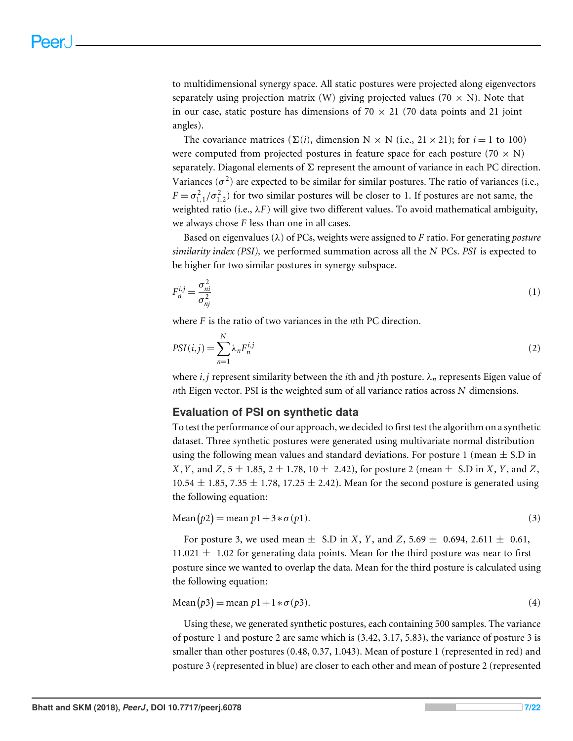to multidimensional synergy space. All static postures were projected along eigenvectors separately using projection matrix (W) giving projected values (70 × N). Note that in our case, static posture has dimensions of 70 × 21 (70 data points and 21 joint angles).

The covariance matrices ($\Sigma(i)$, dimension N × N (i.e., 21 × 21); for $i = 1$ to 100) were computed from projected postures in feature space for each posture (70 × N) separately. Diagonal elements of $\Sigma$ represent the amount of variance in each PC direction. Variances ($\sigma^2$) are expected to be similar for similar postures. The ratio of variances (i.e., $F = \sigma_{1,1}^2/\sigma_{1,2}^2$) for two similar postures will be closer to 1. If postures are not same, the weighted ratio (i.e., $\lambda F$) will give two different values. To avoid mathematical ambiguity, we always chose $F$ less than one in all cases.

Based on eigenvalues ($\lambda$) of PCs, weights were assigned to $F$ ratio. For generating *posture similarity index (PSI),* we performed summation across all the $N$ PCs. *PSI* is expected to be higher for two similar postures in synergy subspace.

$$F_n^{i,j} = \frac{\sigma_{ni}^2}{\sigma_{nj}^2} \tag{1}$$

where $F$ is the ratio of two variances in the $n$th PC direction.

$$PSI(i,j) = \sum_{n=1}^{N} \lambda_n F_n^{i,j} \tag{2}$$

where $i, j$ represent similarity between the $i$th and $j$th posture. $\lambda_n$ represents Eigen value of $n$th Eigen vector. PSI is the weighted sum of all variance ratios across $N$ dimensions.

## Evaluation of PSI on synthetic data

To test the performance of our approach, we decided to first test the algorithm on a synthetic dataset. Three synthetic postures were generated using multivariate normal distribution using the following mean values and standard deviations. For posture 1 (mean ± S.D in $X$, $Y$, and $Z$, 5 ± 1.85, 2 ± 1.78, 10 ± 2.42), for posture 2 (mean ± S.D in $X$, $Y$, and $Z$, 10.54 ± 1.85, 7.35 ± 1.78, 17.25 ± 2.42). Mean for the second posture is generated using the following equation:

$$\text{Mean}(p2) = \text{mean } p1 + 3 * \sigma(p1). \tag{3}$$

For posture 3, we used mean ± S.D in $X$, $Y$, and $Z$, 5.69 ± 0.694, 2.611 ± 0.61, 11.021 ± 1.02 for generating data points. Mean for the third posture was near to first posture since we wanted to overlap the data. Mean for the third posture is calculated using the following equation:

$$\text{Mean}(p3) = \text{mean } p1 + 1 * \sigma(p3). \tag{4}$$

Using these, we generated synthetic postures, each containing 500 samples. The variance of posture 1 and posture 2 are same which is (3.42, 3.17, 5.83), the variance of posture 3 is smaller than other postures (0.48, 0.37, 1.043). Mean of posture 1 (represented in red) and posture 3 (represented in blue) are closer to each other and mean of posture 2 (represented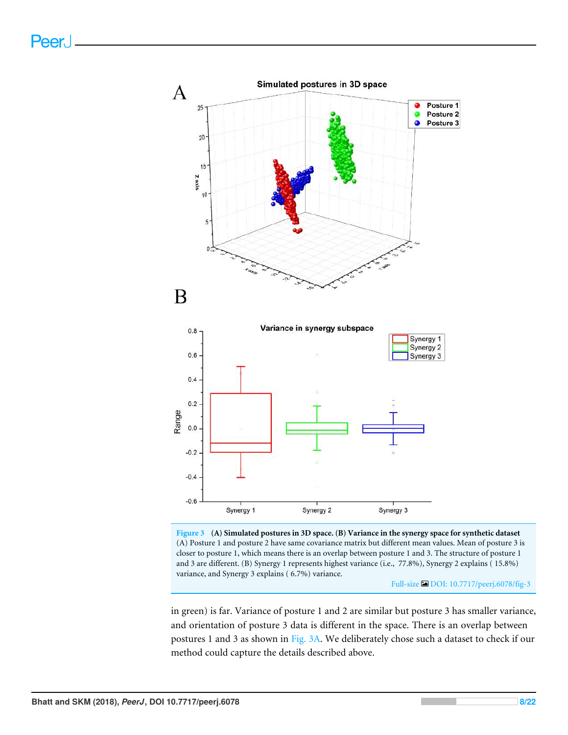**Figure 3** **(A) Simulated postures in 3D space. (B) Variance in the synergy space for synthetic dataset** (A) Posture 1 and posture 2 have same covariance matrix but different mean values. Mean of posture 3 is closer to posture 1, which means there is an overlap between posture 1 and 3. The structure of posture 1 and 3 are different. (B) Synergy 1 represents highest variance (i.e., 77.8%), Synergy 2 explains ( 15.8%) variance, and Synergy 3 explains ( 6.7%) variance.

Full-size DOI: 10.7717/peerj.6078/fig-3

in green) is far. Variance of posture 1 and 2 are similar but posture 3 has smaller variance, and orientation of posture 3 data is different in the space. There is an overlap between postures 1 and 3 as shown in Fig. 3A. We deliberately chose such a dataset to check if our method could capture the details described above.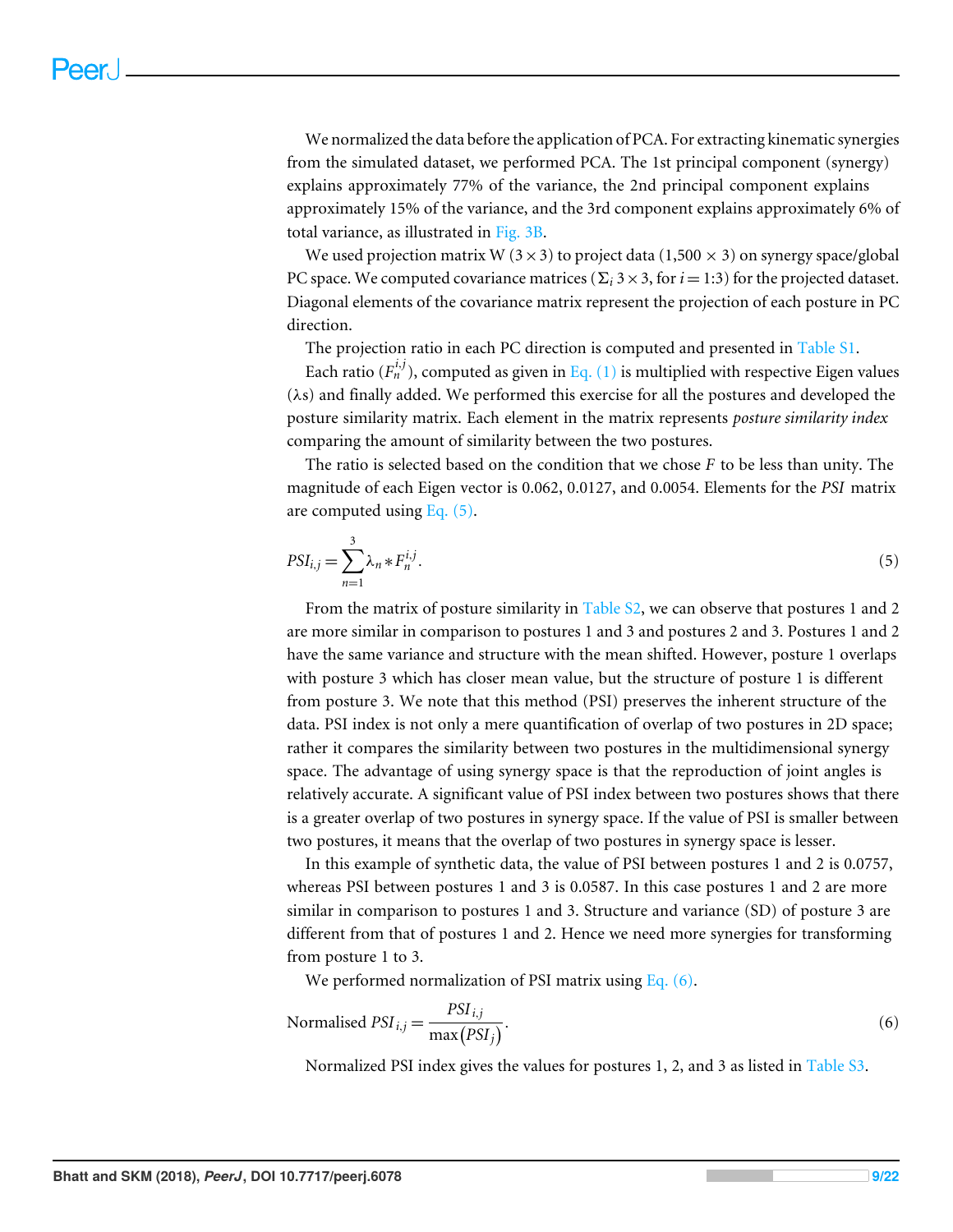We normalized the data before the application of PCA. For extracting kinematic synergies from the simulated dataset, we performed PCA. The 1st principal component (synergy) explains approximately 77% of the variance, the 2nd principal component explains approximately 15% of the variance, and the 3rd component explains approximately 6% of total variance, as illustrated in Fig. 3B.

We used projection matrix W ($3 \times 3$) to project data ($1{,}500 \times 3$) on synergy space/global PC space. We computed covariance matrices ($\Sigma_i$ $3 \times 3$, for $i = 1{:}3$) for the projected dataset. Diagonal elements of the covariance matrix represent the projection of each posture in PC direction.

The projection ratio in each PC direction is computed and presented in Table S1.

Each ratio ($F_n^{i,j}$), computed as given in Eq. (1) is multiplied with respective Eigen values ($\lambda$s) and finally added. We performed this exercise for all the postures and developed the posture similarity matrix. Each element in the matrix represents *posture similarity index* comparing the amount of similarity between the two postures.

The ratio is selected based on the condition that we chose $F$ to be less than unity. The magnitude of each Eigen vector is 0.062, 0.0127, and 0.0054. Elements for the *PSI* matrix are computed using Eq. (5).

$$PSI_{i,j} = \sum_{n=1}^{3} \lambda_n * F_n^{i,j}. \tag{5}$$

From the matrix of posture similarity in Table S2, we can observe that postures 1 and 2 are more similar in comparison to postures 1 and 3 and postures 2 and 3. Postures 1 and 2 have the same variance and structure with the mean shifted. However, posture 1 overlaps with posture 3 which has closer mean value, but the structure of posture 1 is different from posture 3. We note that this method (PSI) preserves the inherent structure of the data. PSI index is not only a mere quantification of overlap of two postures in 2D space; rather it compares the similarity between two postures in the multidimensional synergy space. The advantage of using synergy space is that the reproduction of joint angles is relatively accurate. A significant value of PSI index between two postures shows that there is a greater overlap of two postures in synergy space. If the value of PSI is smaller between two postures, it means that the overlap of two postures in synergy space is lesser.

In this example of synthetic data, the value of PSI between postures 1 and 2 is 0.0757, whereas PSI between postures 1 and 3 is 0.0587. In this case postures 1 and 2 are more similar in comparison to postures 1 and 3. Structure and variance (SD) of posture 3 are different from that of postures 1 and 2. Hence we need more synergies for transforming from posture 1 to 3.

We performed normalization of PSI matrix using Eq. (6).

$$\text{Normalised } PSI_{i,j} = \frac{PSI_{i,j}}{\max\left(PSI_j\right)}. \tag{6}$$

Normalized PSI index gives the values for postures 1, 2, and 3 as listed in Table S3.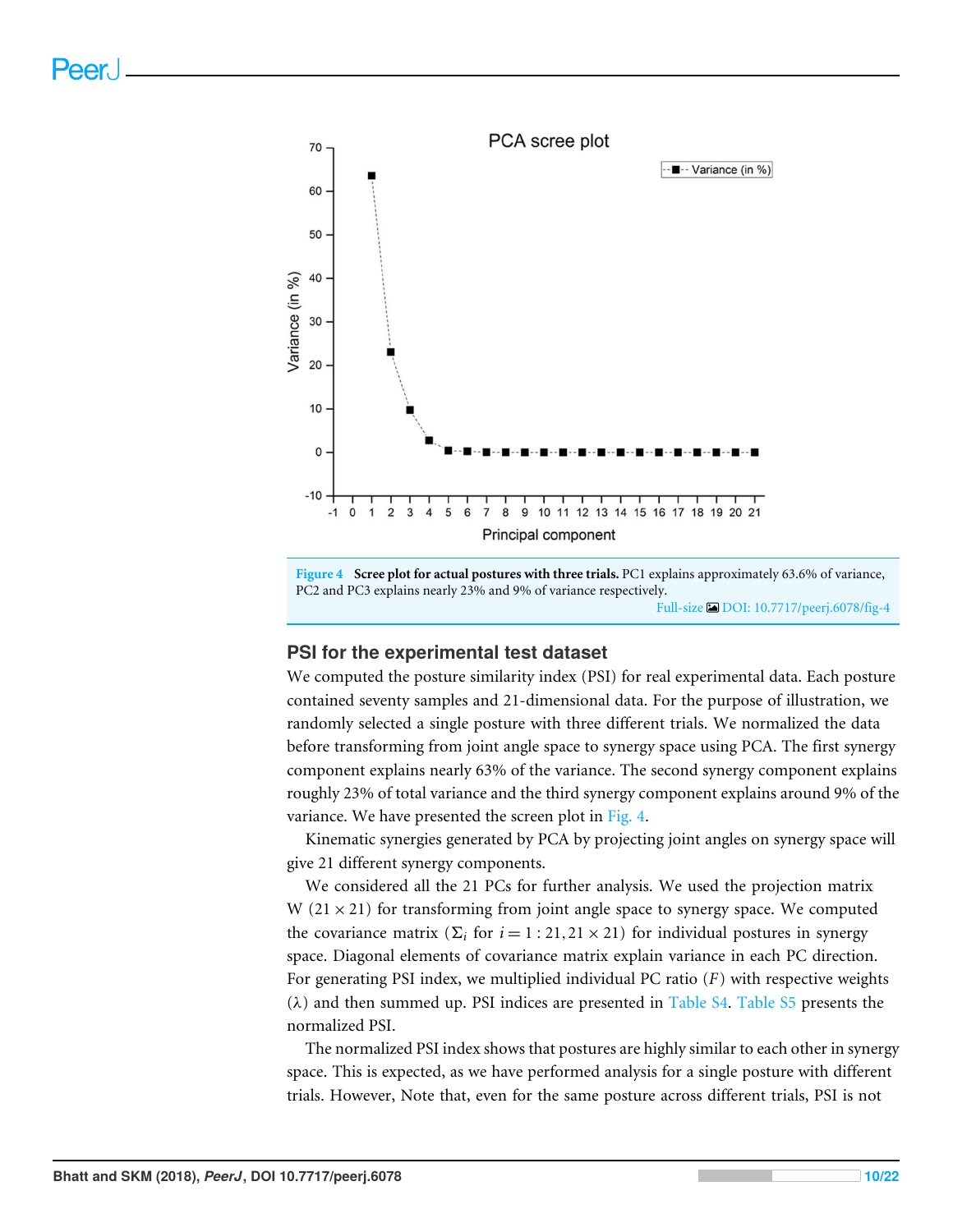Figure 4 Scree plot for actual postures with three trials. PC1 explains approximately 63.6% of variance, PC2 and PC3 explains nearly 23% and 9% of variance respectively.

Full-size DOI: 10.7717/peerj.6078/fig-4

## PSI for the experimental test dataset

We computed the posture similarity index (PSI) for real experimental data. Each posture contained seventy samples and 21-dimensional data. For the purpose of illustration, we randomly selected a single posture with three different trials. We normalized the data before transforming from joint angle space to synergy space using PCA. The first synergy component explains nearly 63% of the variance. The second synergy component explains roughly 23% of total variance and the third synergy component explains around 9% of the variance. We have presented the screen plot in Fig. 4.

Kinematic synergies generated by PCA by projecting joint angles on synergy space will give 21 different synergy components.

We considered all the 21 PCs for further analysis. We used the projection matrix W ($21 \times 21$) for transforming from joint angle space to synergy space. We computed the covariance matrix ($\Sigma_i$ for $i = 1:21, 21 \times 21$) for individual postures in synergy space. Diagonal elements of covariance matrix explain variance in each PC direction. For generating PSI index, we multiplied individual PC ratio ($F$) with respective weights ($\lambda$) and then summed up. PSI indices are presented in Table S4. Table S5 presents the normalized PSI.

The normalized PSI index shows that postures are highly similar to each other in synergy space. This is expected, as we have performed analysis for a single posture with different trials. However, Note that, even for the same posture across different trials, PSI is not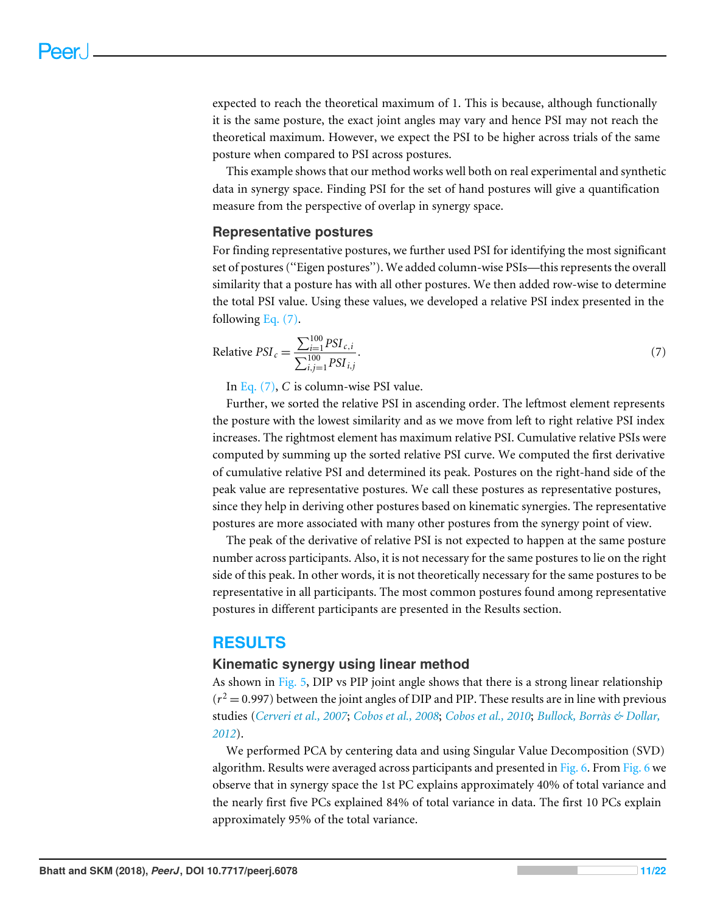expected to reach the theoretical maximum of 1. This is because, although functionally it is the same posture, the exact joint angles may vary and hence PSI may not reach the theoretical maximum. However, we expect the PSI to be higher across trials of the same posture when compared to PSI across postures.

This example shows that our method works well both on real experimental and synthetic data in synergy space. Finding PSI for the set of hand postures will give a quantification measure from the perspective of overlap in synergy space.

### Representative postures

For finding representative postures, we further used PSI for identifying the most significant set of postures ("Eigen postures"). We added column-wise PSIs—this represents the overall similarity that a posture has with all other postures. We then added row-wise to determine the total PSI value. Using these values, we developed a relative PSI index presented in the following Eq. (7).

$$\text{Relative } PSI_c = \frac{\sum_{i=1}^{100} PSI_{c,i}}{\sum_{i,j=1}^{100} PSI_{i,j}}. \tag{7}$$

In Eq. (7), $C$ is column-wise PSI value.

Further, we sorted the relative PSI in ascending order. The leftmost element represents the posture with the lowest similarity and as we move from left to right relative PSI index increases. The rightmost element has maximum relative PSI. Cumulative relative PSIs were computed by summing up the sorted relative PSI curve. We computed the first derivative of cumulative relative PSI and determined its peak. Postures on the right-hand side of the peak value are representative postures. We call these postures as representative postures, since they help in deriving other postures based on kinematic synergies. The representative postures are more associated with many other postures from the synergy point of view.

The peak of the derivative of relative PSI is not expected to happen at the same posture number across participants. Also, it is not necessary for the same postures to lie on the right side of this peak. In other words, it is not theoretically necessary for the same postures to be representative in all participants. The most common postures found among representative postures in different participants are presented in the Results section.

## RESULTS

### Kinematic synergy using linear method

As shown in Fig. 5, DIP vs PIP joint angle shows that there is a strong linear relationship ($r^2 = 0.997$) between the joint angles of DIP and PIP. These results are in line with previous studies (*Cerveri et al., 2007*; *Cobos et al., 2008*; *Cobos et al., 2010*; *Bullock, Borràs & Dollar, 2012*).

We performed PCA by centering data and using Singular Value Decomposition (SVD) algorithm. Results were averaged across participants and presented in Fig. 6. From Fig. 6 we observe that in synergy space the 1st PC explains approximately 40% of total variance and the nearly first five PCs explained 84% of total variance in data. The first 10 PCs explain approximately 95% of the total variance.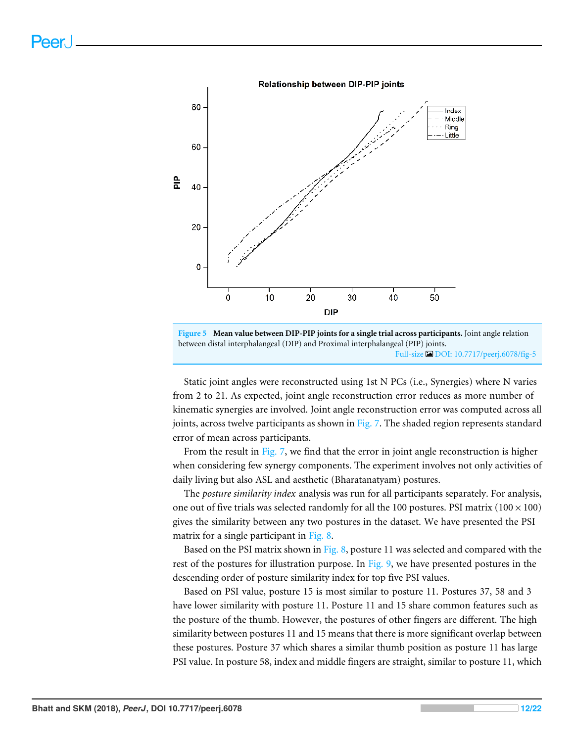**Figure 5 Mean value between DIP-PIP joints for a single trial across participants.** Joint angle relation between distal interphalangeal (DIP) and Proximal interphalangeal (PIP) joints.

Full-size DOI: 10.7717/peerj.6078/fig-5

Static joint angles were reconstructed using 1st N PCs (i.e., Synergies) where N varies from 2 to 21. As expected, joint angle reconstruction error reduces as more number of kinematic synergies are involved. Joint angle reconstruction error was computed across all joints, across twelve participants as shown in Fig. 7. The shaded region represents standard error of mean across participants.

From the result in Fig. 7, we find that the error in joint angle reconstruction is higher when considering few synergy components. The experiment involves not only activities of daily living but also ASL and aesthetic (Bharatanatyam) postures.

The *posture similarity index* analysis was run for all participants separately. For analysis, one out of five trials was selected randomly for all the 100 postures. PSI matrix ($100 \times 100$) gives the similarity between any two postures in the dataset. We have presented the PSI matrix for a single participant in Fig. 8.

Based on the PSI matrix shown in Fig. 8, posture 11 was selected and compared with the rest of the postures for illustration purpose. In Fig. 9, we have presented postures in the descending order of posture similarity index for top five PSI values.

Based on PSI value, posture 15 is most similar to posture 11. Postures 37, 58 and 3 have lower similarity with posture 11. Posture 11 and 15 share common features such as the posture of the thumb. However, the postures of other fingers are different. The high similarity between postures 11 and 15 means that there is more significant overlap between these postures. Posture 37 which shares a similar thumb position as posture 11 has large PSI value. In posture 58, index and middle fingers are straight, similar to posture 11, which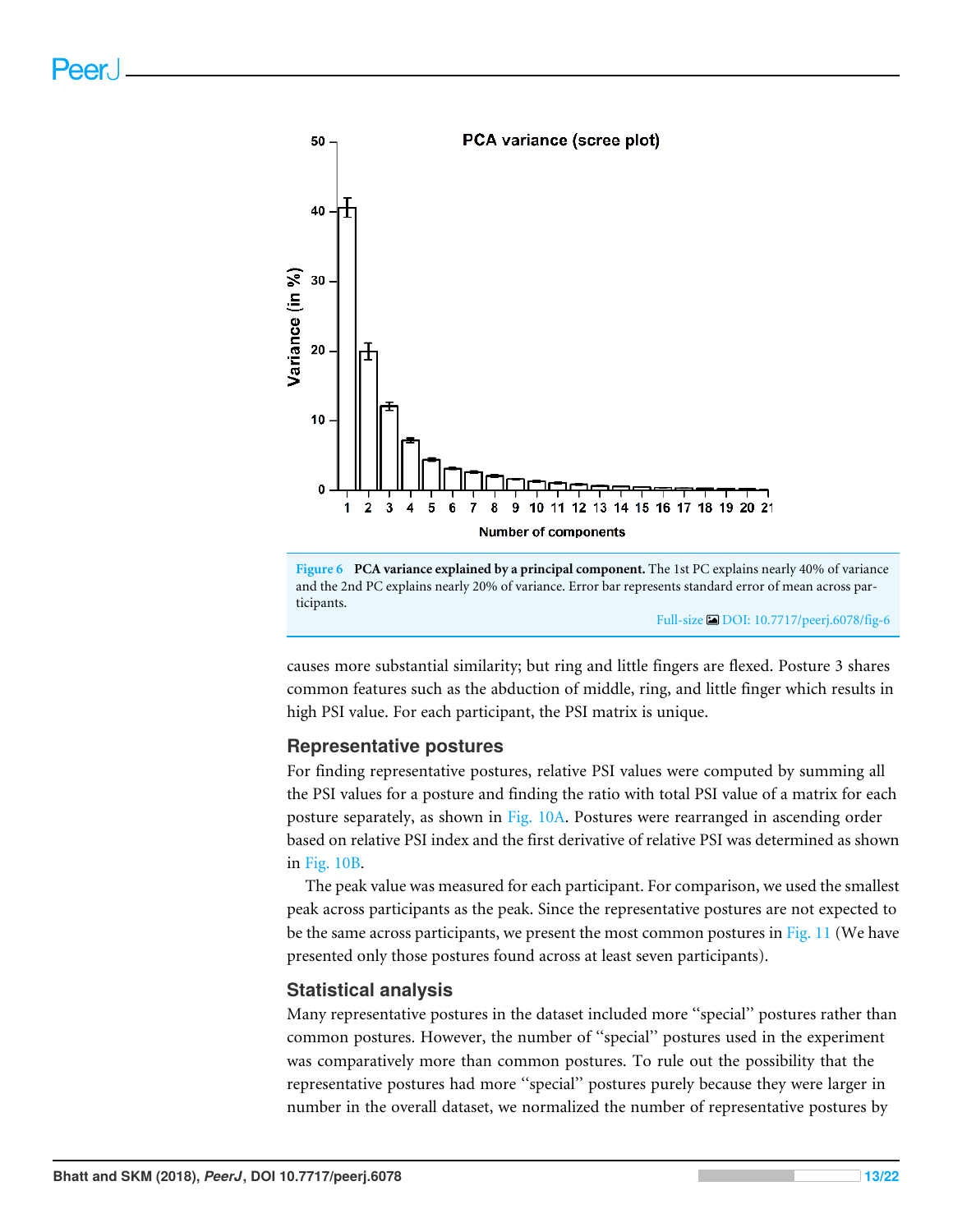**Figure 6 PCA variance explained by a principal component.** The 1st PC explains nearly 40% of variance and the 2nd PC explains nearly 20% of variance. Error bar represents standard error of mean across participants.

causes more substantial similarity; but ring and little fingers are flexed. Posture 3 shares common features such as the abduction of middle, ring, and little finger which results in high PSI value. For each participant, the PSI matrix is unique.

## Representative postures

For finding representative postures, relative PSI values were computed by summing all the PSI values for a posture and finding the ratio with total PSI value of a matrix for each posture separately, as shown in Fig. 10A. Postures were rearranged in ascending order based on relative PSI index and the first derivative of relative PSI was determined as shown in Fig. 10B.

The peak value was measured for each participant. For comparison, we used the smallest peak across participants as the peak. Since the representative postures are not expected to be the same across participants, we present the most common postures in Fig. 11 (We have presented only those postures found across at least seven participants).

## Statistical analysis

Many representative postures in the dataset included more "special" postures rather than common postures. However, the number of "special" postures used in the experiment was comparatively more than common postures. To rule out the possibility that the representative postures had more "special" postures purely because they were larger in number in the overall dataset, we normalized the number of representative postures by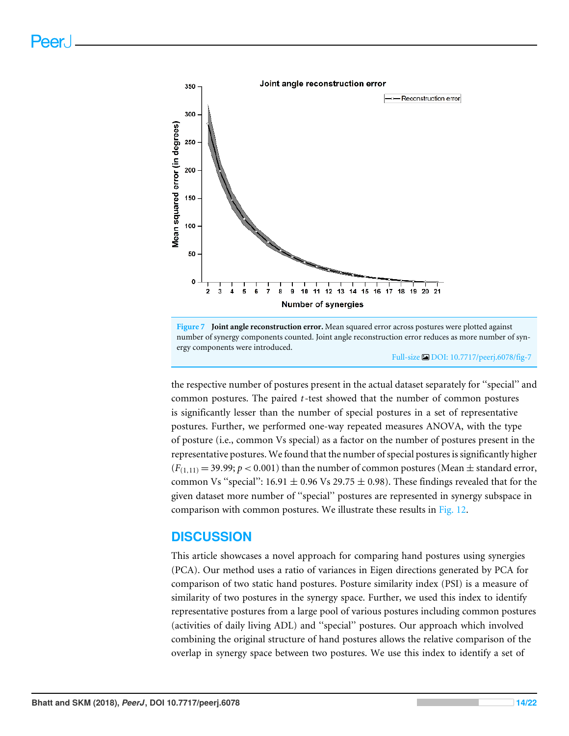Figure 7 **Joint angle reconstruction error.** Mean squared error across postures were plotted against number of synergy components counted. Joint angle reconstruction error reduces as more number of synergy components were introduced.

Full-size DOI: 10.7717/peerj.6078/fig-7

the respective number of postures present in the actual dataset separately for "special" and common postures. The paired $t$-test showed that the number of common postures is significantly lesser than the number of special postures in a set of representative postures. Further, we performed one-way repeated measures ANOVA, with the type of posture (i.e., common Vs special) as a factor on the number of postures present in the representative postures. We found that the number of special postures is significantly higher ($F_{(1,11)} = 39.99$; $p < 0.001$) than the number of common postures (Mean ± standard error, common Vs "special": 16.91 ± 0.96 Vs 29.75 ± 0.98). These findings revealed that for the given dataset more number of "special" postures are represented in synergy subspace in comparison with common postures. We illustrate these results in Fig. 12.

## DISCUSSION

This article showcases a novel approach for comparing hand postures using synergies (PCA). Our method uses a ratio of variances in Eigen directions generated by PCA for comparison of two static hand postures. Posture similarity index (PSI) is a measure of similarity of two postures in the synergy space. Further, we used this index to identify representative postures from a large pool of various postures including common postures (activities of daily living ADL) and "special" postures. Our approach which involved combining the original structure of hand postures allows the relative comparison of the overlap in synergy space between two postures. We use this index to identify a set of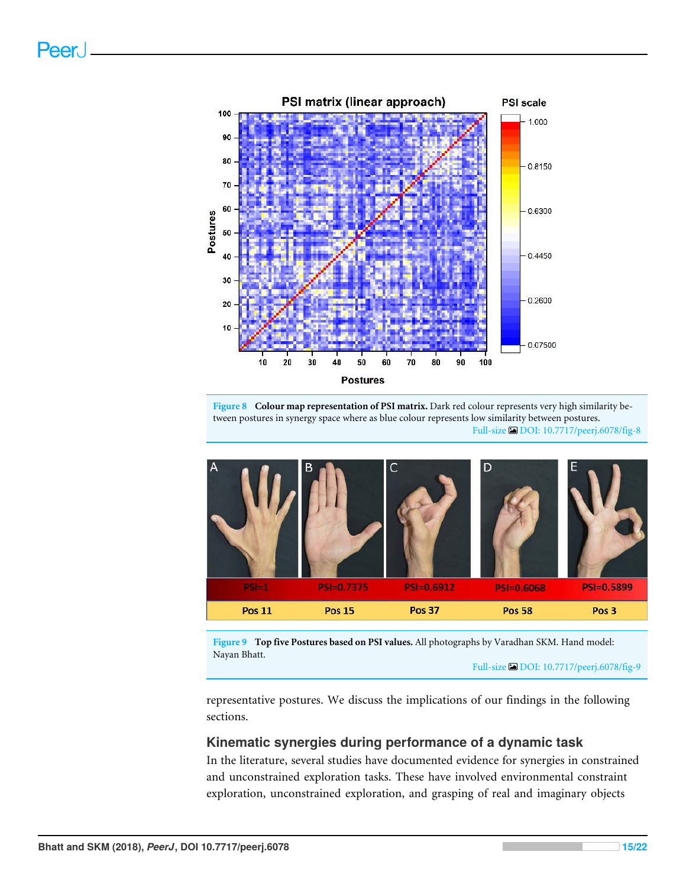**Figure 8 Colour map representation of PSI matrix.** Dark red colour represents very high similarity between postures in synergy space where as blue colour represents low similarity between postures.

Full-size DOI: 10.7717/peerj.6078/fig-8

**Figure 9 Top five Postures based on PSI values.** All photographs by Varadhan SKM. Hand model: Nayan Bhatt.

Full-size DOI: 10.7717/peerj.6078/fig-9

representative postures. We discuss the implications of our findings in the following sections.

## Kinematic synergies during performance of a dynamic task

In the literature, several studies have documented evidence for synergies in constrained and unconstrained exploration tasks. These have involved environmental constraint exploration, unconstrained exploration, and grasping of real and imaginary objects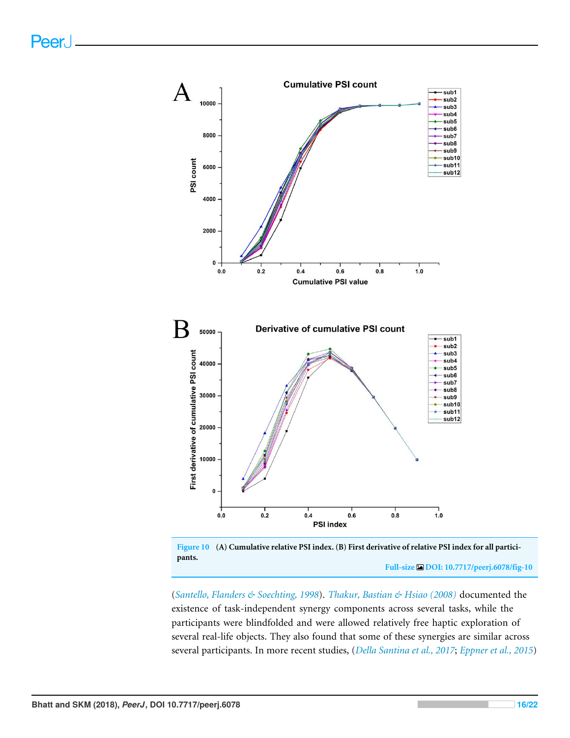Figure 10 **(A) Cumulative relative PSI index. (B) First derivative of relative PSI index for all participants.**

Full-size DOI: 10.7717/peerj.6078/fig-10

(*Santello, Flanders & Soechting, 1998*). *Thakur, Bastian & Hsiao (2008)* documented the existence of task-independent synergy components across several tasks, while the participants were blindfolded and were allowed relatively free haptic exploration of several real-life objects. They also found that some of these synergies are similar across several participants. In more recent studies, (*Della Santina et al., 2017*; *Eppner et al., 2015*)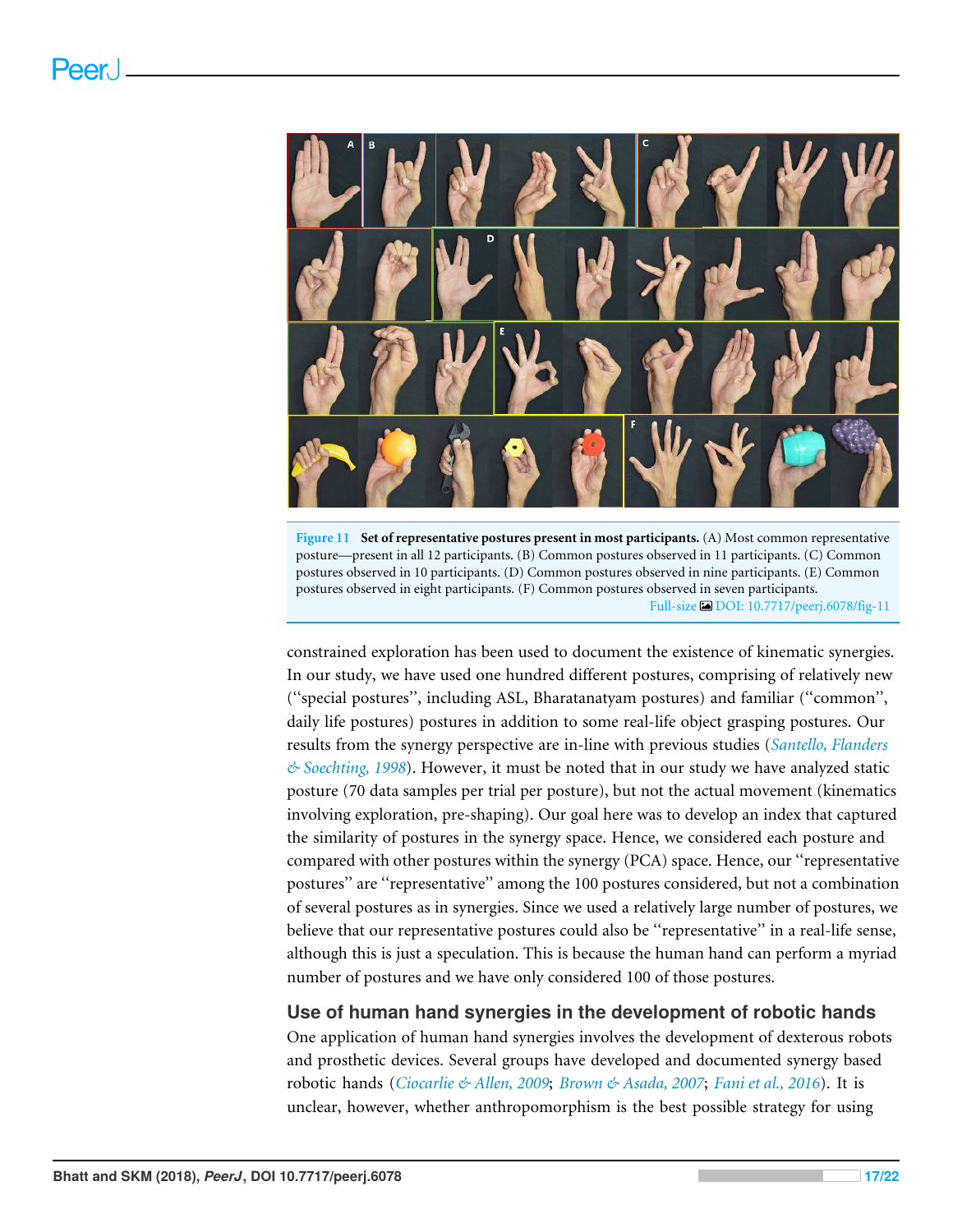**Figure 11** **Set of representative postures present in most participants.** (A) Most common representative posture—present in all 12 participants. (B) Common postures observed in 11 participants. (C) Common postures observed in 10 participants. (D) Common postures observed in nine participants. (E) Common postures observed in eight participants. (F) Common postures observed in seven participants.

Full-size DOI: 10.7717/peerj.6078/fig-11

constrained exploration has been used to document the existence of kinematic synergies. In our study, we have used one hundred different postures, comprising of relatively new ("special postures", including ASL, Bharatanatyam postures) and familiar ("common", daily life postures) postures in addition to some real-life object grasping postures. Our results from the synergy perspective are in-line with previous studies (*Santello, Flanders & Soechting, 1998*). However, it must be noted that in our study we have analyzed static posture (70 data samples per trial per posture), but not the actual movement (kinematics involving exploration, pre-shaping). Our goal here was to develop an index that captured the similarity of postures in the synergy space. Hence, we considered each posture and compared with other postures within the synergy (PCA) space. Hence, our "representative postures" are "representative" among the 100 postures considered, but not a combination of several postures as in synergies. Since we used a relatively large number of postures, we believe that our representative postures could also be "representative" in a real-life sense, although this is just a speculation. This is because the human hand can perform a myriad number of postures and we have only considered 100 of those postures.

## Use of human hand synergies in the development of robotic hands

One application of human hand synergies involves the development of dexterous robots and prosthetic devices. Several groups have developed and documented synergy based robotic hands (*Ciocarlie & Allen, 2009*; *Brown & Asada, 2007*; *Fani et al., 2016*). It is unclear, however, whether anthropomorphism is the best possible strategy for using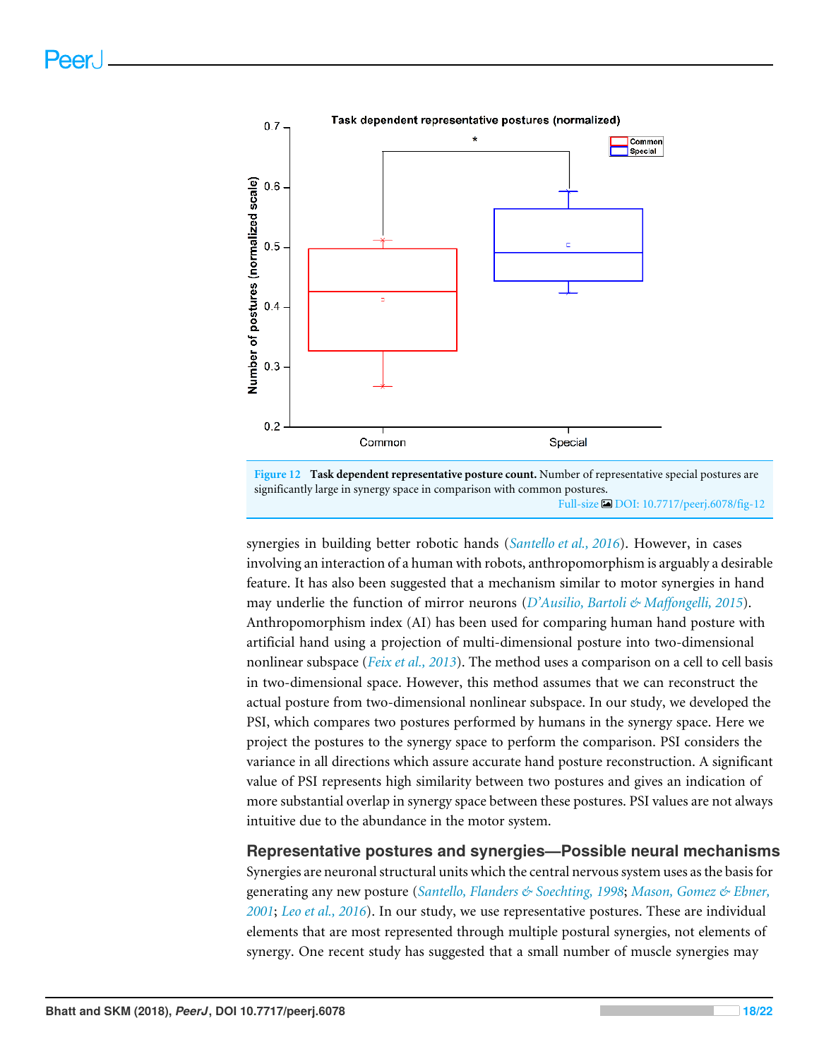Figure 12 **Task dependent representative posture count.** Number of representative special postures are significantly large in synergy space in comparison with common postures.

Full-size DOI: 10.7717/peerj.6078/fig-12

synergies in building better robotic hands (*Santello et al., 2016*). However, in cases involving an interaction of a human with robots, anthropomorphism is arguably a desirable feature. It has also been suggested that a mechanism similar to motor synergies in hand may underlie the function of mirror neurons (*D'Ausilio, Bartoli & Maffongelli, 2015*). Anthropomorphism index (AI) has been used for comparing human hand posture with artificial hand using a projection of multi-dimensional posture into two-dimensional nonlinear subspace (*Feix et al., 2013*). The method uses a comparison on a cell to cell basis in two-dimensional space. However, this method assumes that we can reconstruct the actual posture from two-dimensional nonlinear subspace. In our study, we developed the PSI, which compares two postures performed by humans in the synergy space. Here we project the postures to the synergy space to perform the comparison. PSI considers the variance in all directions which assure accurate hand posture reconstruction. A significant value of PSI represents high similarity between two postures and gives an indication of more substantial overlap in synergy space between these postures. PSI values are not always intuitive due to the abundance in the motor system.

## Representative postures and synergies—Possible neural mechanisms

Synergies are neuronal structural units which the central nervous system uses as the basis for generating any new posture (*Santello, Flanders & Soechting, 1998*; *Mason, Gomez & Ebner, 2001*; *Leo et al., 2016*). In our study, we use representative postures. These are individual elements that are most represented through multiple postural synergies, not elements of synergy. One recent study has suggested that a small number of muscle synergies may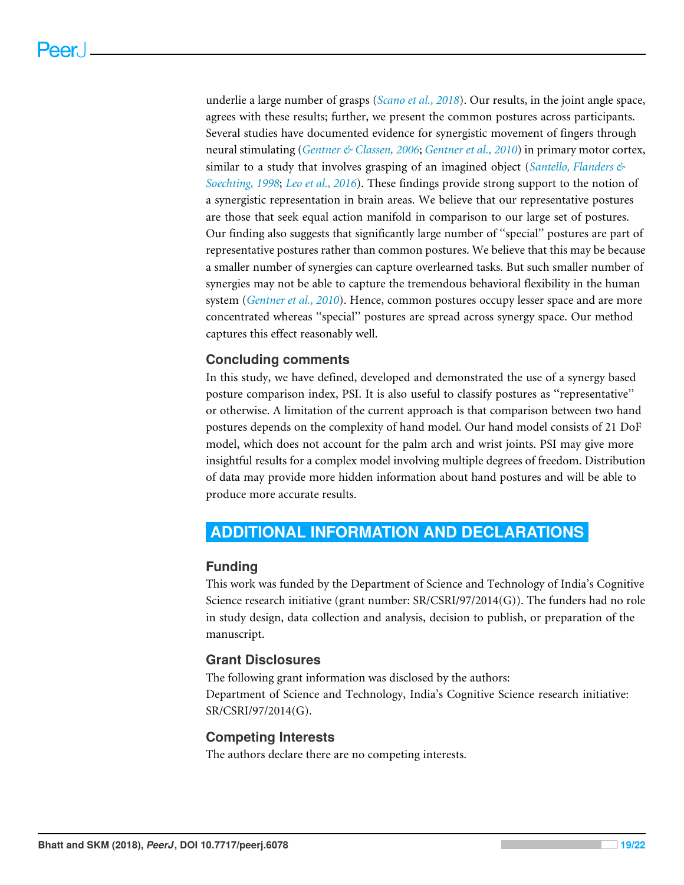underlie a large number of grasps (*Scano et al., 2018*). Our results, in the joint angle space, agrees with these results; further, we present the common postures across participants. Several studies have documented evidence for synergistic movement of fingers through neural stimulating (*Gentner & Classen, 2006*; *Gentner et al., 2010*) in primary motor cortex, similar to a study that involves grasping of an imagined object (*Santello, Flanders & Soechting, 1998*; *Leo et al., 2016*). These findings provide strong support to the notion of a synergistic representation in brain areas. We believe that our representative postures are those that seek equal action manifold in comparison to our large set of postures. Our finding also suggests that significantly large number of "special" postures are part of representative postures rather than common postures. We believe that this may be because a smaller number of synergies can capture overlearned tasks. But such smaller number of synergies may not be able to capture the tremendous behavioral flexibility in the human system (*Gentner et al., 2010*). Hence, common postures occupy lesser space and are more concentrated whereas "special" postures are spread across synergy space. Our method captures this effect reasonably well.

### Concluding comments

In this study, we have defined, developed and demonstrated the use of a synergy based posture comparison index, PSI. It is also useful to classify postures as "representative" or otherwise. A limitation of the current approach is that comparison between two hand postures depends on the complexity of hand model. Our hand model consists of 21 DoF model, which does not account for the palm arch and wrist joints. PSI may give more insightful results for a complex model involving multiple degrees of freedom. Distribution of data may provide more hidden information about hand postures and will be able to produce more accurate results.

## ADDITIONAL INFORMATION AND DECLARATIONS

### Funding

This work was funded by the Department of Science and Technology of India's Cognitive Science research initiative (grant number: SR/CSRI/97/2014(G)). The funders had no role in study design, data collection and analysis, decision to publish, or preparation of the manuscript.

### Grant Disclosures

The following grant information was disclosed by the authors:
Department of Science and Technology, India's Cognitive Science research initiative: SR/CSRI/97/2014(G).

### Competing Interests

The authors declare there are no competing interests.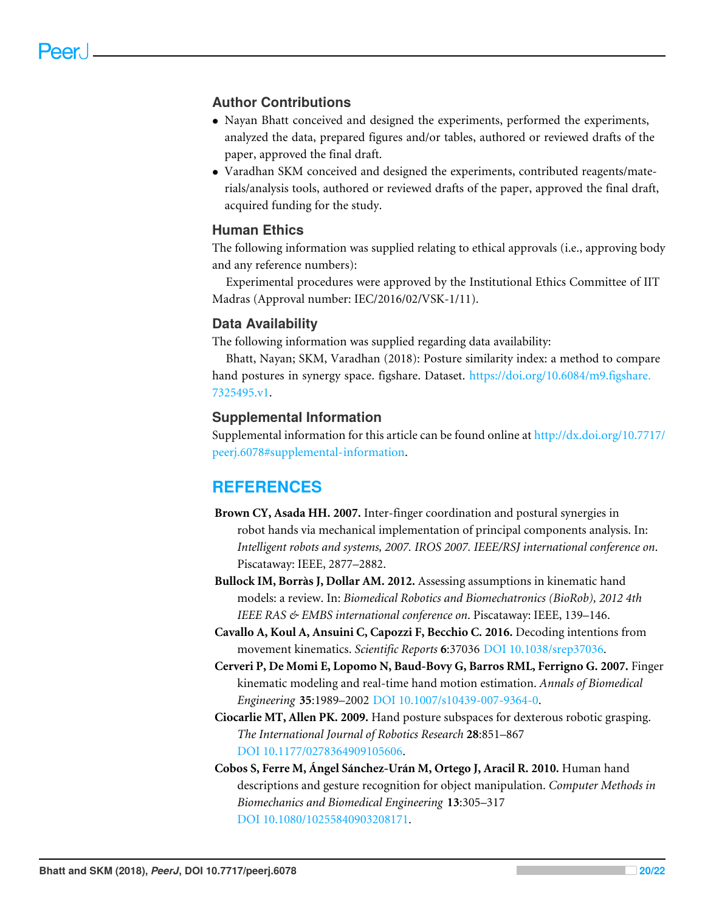## Author Contributions

- Nayan Bhatt conceived and designed the experiments, performed the experiments, analyzed the data, prepared figures and/or tables, authored or reviewed drafts of the paper, approved the final draft.
- Varadhan SKM conceived and designed the experiments, contributed reagents/materials/analysis tools, authored or reviewed drafts of the paper, approved the final draft, acquired funding for the study.

## Human Ethics

The following information was supplied relating to ethical approvals (i.e., approving body and any reference numbers):

Experimental procedures were approved by the Institutional Ethics Committee of IIT Madras (Approval number: IEC/2016/02/VSK-1/11).

## Data Availability

The following information was supplied regarding data availability:

Bhatt, Nayan; SKM, Varadhan (2018): Posture similarity index: a method to compare hand postures in synergy space. figshare. Dataset. https://doi.org/10.6084/m9.figshare.7325495.v1.

## Supplemental Information

Supplemental information for this article can be found online at http://dx.doi.org/10.7717/peerj.6078#supplemental-information.

# REFERENCES

**Brown CY, Asada HH. 2007.** Inter-finger coordination and postural synergies in robot hands via mechanical implementation of principal components analysis. In: *Intelligent robots and systems, 2007. IROS 2007. IEEE/RSJ international conference on*. Piscataway: IEEE, 2877–2882.

**Bullock IM, Borràs J, Dollar AM. 2012.** Assessing assumptions in kinematic hand models: a review. In: *Biomedical Robotics and Biomechatronics (BioRob), 2012 4th IEEE RAS & EMBS international conference on*. Piscataway: IEEE, 139–146.

**Cavallo A, Koul A, Ansuini C, Capozzi F, Becchio C. 2016.** Decoding intentions from movement kinematics. *Scientific Reports* **6**:37036 DOI 10.1038/srep37036.

**Cerveri P, De Momi E, Lopomo N, Baud-Bovy G, Barros RML, Ferrigno G. 2007.** Finger kinematic modeling and real-time hand motion estimation. *Annals of Biomedical Engineering* **35**:1989–2002 DOI 10.1007/s10439-007-9364-0.

**Ciocarlie MT, Allen PK. 2009.** Hand posture subspaces for dexterous robotic grasping. *The International Journal of Robotics Research* **28**:851–867 DOI 10.1177/0278364909105606.

**Cobos S, Ferre M, Ángel Sánchez-Urán M, Ortego J, Aracil R. 2010.** Human hand descriptions and gesture recognition for object manipulation. *Computer Methods in Biomechanics and Biomedical Engineering* **13**:305–317 DOI 10.1080/10255840903208171.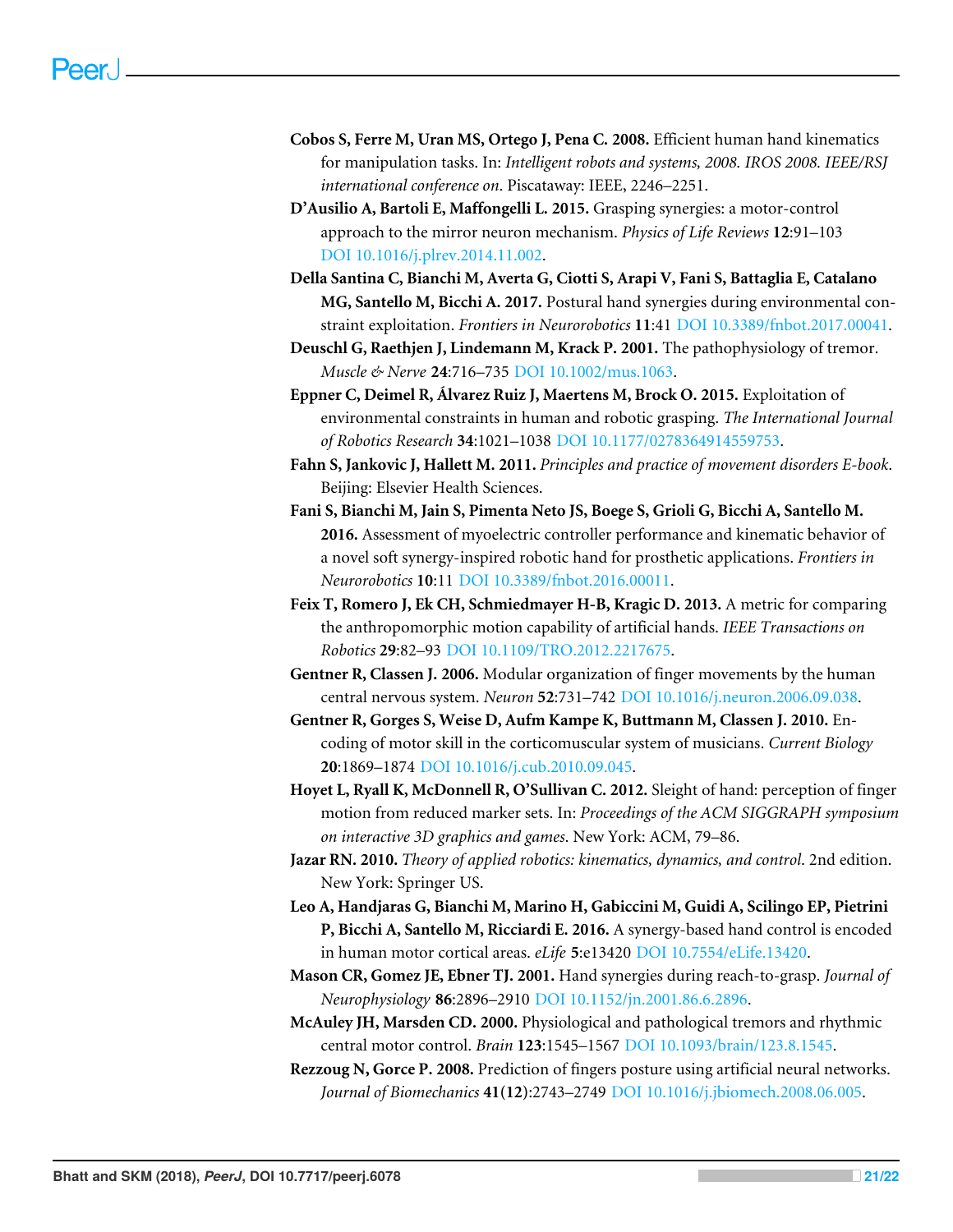**Cobos S, Ferre M, Uran MS, Ortego J, Pena C. 2008.** Efficient human hand kinematics for manipulation tasks. In: *Intelligent robots and systems, 2008. IROS 2008. IEEE/RSJ international conference on*. Piscataway: IEEE, 2246–2251.

**D'Ausilio A, Bartoli E, Maffongelli L. 2015.** Grasping synergies: a motor-control approach to the mirror neuron mechanism. *Physics of Life Reviews* **12**:91–103 DOI 10.1016/j.plrev.2014.11.002.

**Della Santina C, Bianchi M, Averta G, Ciotti S, Arapi V, Fani S, Battaglia E, Catalano MG, Santello M, Bicchi A. 2017.** Postural hand synergies during environmental constraint exploitation. *Frontiers in Neurorobotics* **11**:41 DOI 10.3389/fnbot.2017.00041.

**Deuschl G, Raethjen J, Lindemann M, Krack P. 2001.** The pathophysiology of tremor. *Muscle & Nerve* **24**:716–735 DOI 10.1002/mus.1063.

**Eppner C, Deimel R, Álvarez Ruiz J, Maertens M, Brock O. 2015.** Exploitation of environmental constraints in human and robotic grasping. *The International Journal of Robotics Research* **34**:1021–1038 DOI 10.1177/0278364914559753.

**Fahn S, Jankovic J, Hallett M. 2011.** *Principles and practice of movement disorders E-book*. Beijing: Elsevier Health Sciences.

**Fani S, Bianchi M, Jain S, Pimenta Neto JS, Boege S, Grioli G, Bicchi A, Santello M. 2016.** Assessment of myoelectric controller performance and kinematic behavior of a novel soft synergy-inspired robotic hand for prosthetic applications. *Frontiers in Neurorobotics* **10**:11 DOI 10.3389/fnbot.2016.00011.

**Feix T, Romero J, Ek CH, Schmiedmayer H-B, Kragic D. 2013.** A metric for comparing the anthropomorphic motion capability of artificial hands. *IEEE Transactions on Robotics* **29**:82–93 DOI 10.1109/TRO.2012.2217675.

**Gentner R, Classen J. 2006.** Modular organization of finger movements by the human central nervous system. *Neuron* **52**:731–742 DOI 10.1016/j.neuron.2006.09.038.

**Gentner R, Gorges S, Weise D, Aufm Kampe K, Buttmann M, Classen J. 2010.** Encoding of motor skill in the corticomuscular system of musicians. *Current Biology* **20**:1869–1874 DOI 10.1016/j.cub.2010.09.045.

**Hoyet L, Ryall K, McDonnell R, O'Sullivan C. 2012.** Sleight of hand: perception of finger motion from reduced marker sets. In: *Proceedings of the ACM SIGGRAPH symposium on interactive 3D graphics and games*. New York: ACM, 79–86.

**Jazar RN. 2010.** *Theory of applied robotics: kinematics, dynamics, and control*. 2nd edition. New York: Springer US.

**Leo A, Handjaras G, Bianchi M, Marino H, Gabiccini M, Guidi A, Scilingo EP, Pietrini P, Bicchi A, Santello M, Ricciardi E. 2016.** A synergy-based hand control is encoded in human motor cortical areas. *eLife* **5**:e13420 DOI 10.7554/eLife.13420.

**Mason CR, Gomez JE, Ebner TJ. 2001.** Hand synergies during reach-to-grasp. *Journal of Neurophysiology* **86**:2896–2910 DOI 10.1152/jn.2001.86.6.2896.

**McAuley JH, Marsden CD. 2000.** Physiological and pathological tremors and rhythmic central motor control. *Brain* **123**:1545–1567 DOI 10.1093/brain/123.8.1545.

**Rezzoug N, Gorce P. 2008.** Prediction of fingers posture using artificial neural networks. *Journal of Biomechanics* **41(12)**:2743–2749 DOI 10.1016/j.jbiomech.2008.06.005.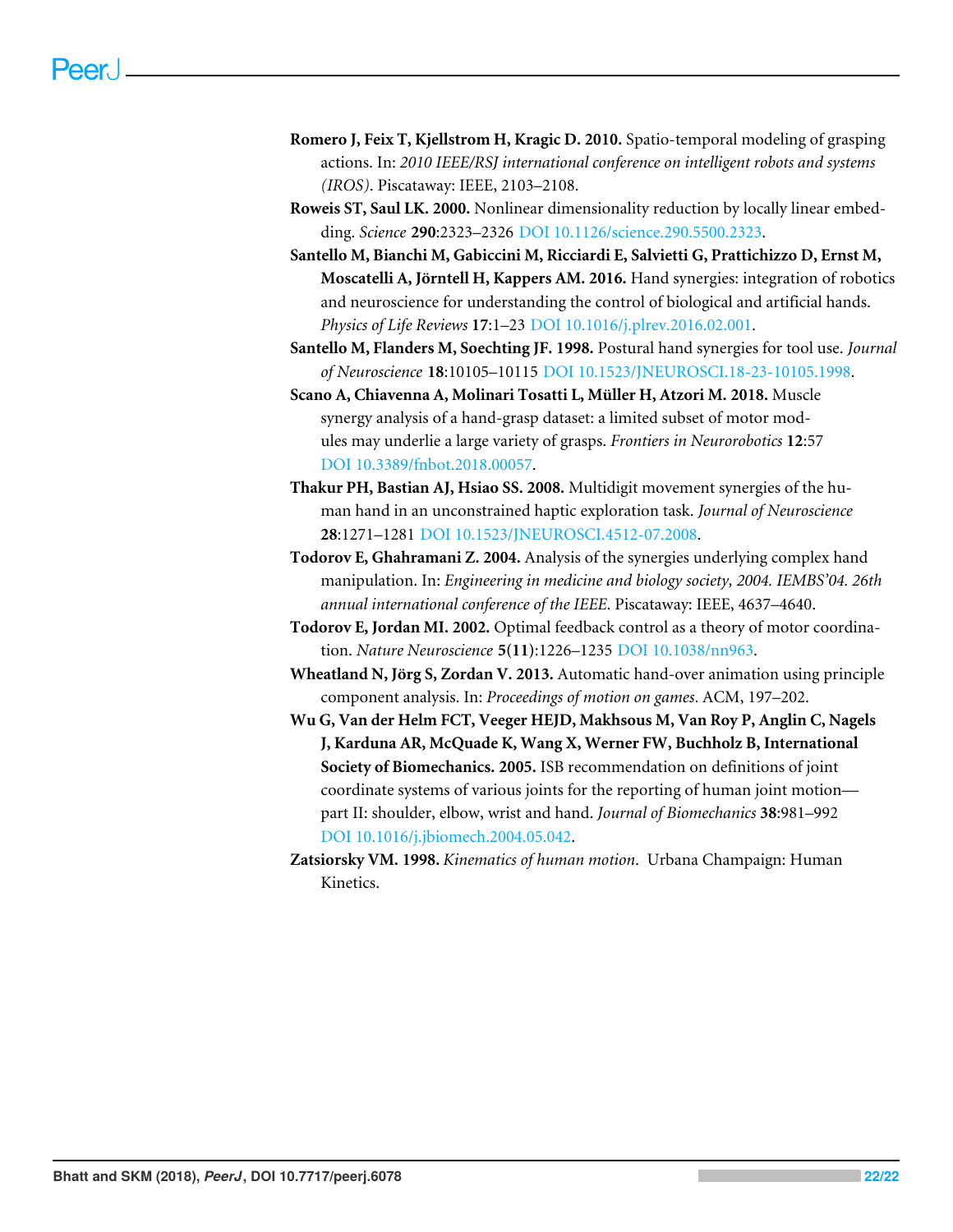**Romero J, Feix T, Kjellstrom H, Kragic D. 2010.** Spatio-temporal modeling of grasping actions. In: *2010 IEEE/RSJ international conference on intelligent robots and systems (IROS)*. Piscataway: IEEE, 2103–2108.

**Roweis ST, Saul LK. 2000.** Nonlinear dimensionality reduction by locally linear embedding. *Science* **290**:2323–2326 DOI 10.1126/science.290.5500.2323.

**Santello M, Bianchi M, Gabiccini M, Ricciardi E, Salvietti G, Prattichizzo D, Ernst M, Moscatelli A, Jörntell H, Kappers AM. 2016.** Hand synergies: integration of robotics and neuroscience for understanding the control of biological and artificial hands. *Physics of Life Reviews* **17**:1–23 DOI 10.1016/j.plrev.2016.02.001.

**Santello M, Flanders M, Soechting JF. 1998.** Postural hand synergies for tool use. *Journal of Neuroscience* **18**:10105–10115 DOI 10.1523/JNEUROSCI.18-23-10105.1998.

**Scano A, Chiavenna A, Molinari Tosatti L, Müller H, Atzori M. 2018.** Muscle synergy analysis of a hand-grasp dataset: a limited subset of motor modules may underlie a large variety of grasps. *Frontiers in Neurorobotics* **12**:57 DOI 10.3389/fnbot.2018.00057.

**Thakur PH, Bastian AJ, Hsiao SS. 2008.** Multidigit movement synergies of the human hand in an unconstrained haptic exploration task. *Journal of Neuroscience* **28**:1271–1281 DOI 10.1523/JNEUROSCI.4512-07.2008.

**Todorov E, Ghahramani Z. 2004.** Analysis of the synergies underlying complex hand manipulation. In: *Engineering in medicine and biology society, 2004. IEMBS'04. 26th annual international conference of the IEEE*. Piscataway: IEEE, 4637–4640.

**Todorov E, Jordan MI. 2002.** Optimal feedback control as a theory of motor coordination. *Nature Neuroscience* **5(11)**:1226–1235 DOI 10.1038/nn963.

**Wheatland N, Jörg S, Zordan V. 2013.** Automatic hand-over animation using principle component analysis. In: *Proceedings of motion on games*. ACM, 197–202.

**Wu G, Van der Helm FCT, Veeger HEJD, Makhsous M, Van Roy P, Anglin C, Nagels J, Karduna AR, McQuade K, Wang X, Werner FW, Buchholz B, International Society of Biomechanics. 2005.** ISB recommendation on definitions of joint coordinate systems of various joints for the reporting of human joint motion—part II: shoulder, elbow, wrist and hand. *Journal of Biomechanics* **38**:981–992 DOI 10.1016/j.jbiomech.2004.05.042.

**Zatsiorsky VM. 1998.** *Kinematics of human motion*. Urbana Champaign: Human Kinetics.